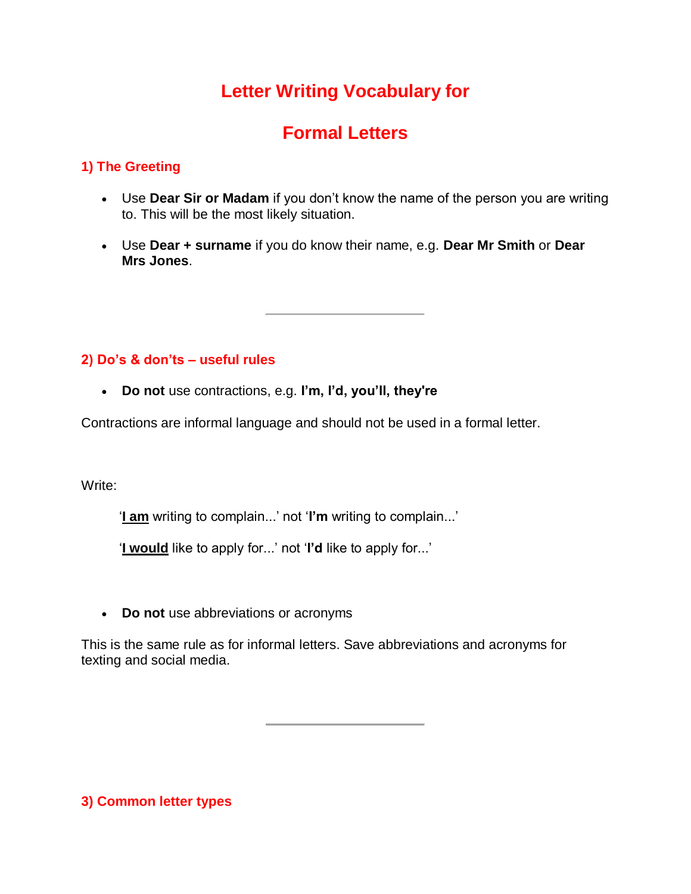# Letter Writing Vocabulary for

# Formal Letters

## 1) The Greeting

- Use **Dear Sir or Madam** if you don't know the name of the person you are writing to. This will be the most likely situation.

- Use **Dear + surname** if you do know their name, e.g. **Dear Mr Smith** or **Dear Mrs Jones**.

---

## 2) Do's & don'ts – useful rules

- **Do not** use contractions, e.g. **I'm, I'd, you'll, they're**

Contractions are informal language and should not be used in a formal letter.

Write:

'**<u>I am</u>** writing to complain...' not '**I'm** writing to complain...'

'**<u>I would</u>** like to apply for...' not '**I'd** like to apply for...'

- **Do not** use abbreviations or acronyms

This is the same rule as for informal letters. Save abbreviations and acronyms for texting and social media.

---

## 3) Common letter types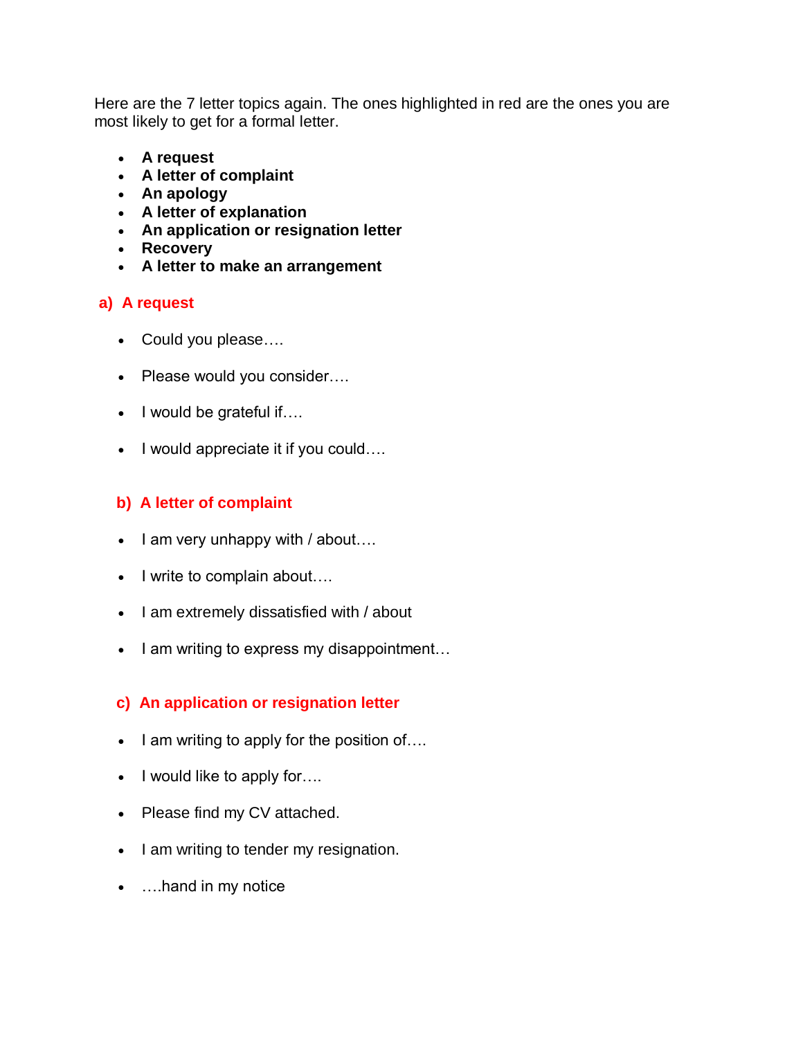Here are the 7 letter topics again. The ones highlighted in red are the ones you are most likely to get for a formal letter.

- **A request**
- **A letter of complaint**
- **An apology**
- **A letter of explanation**
- **An application or resignation letter**
- **Recovery**
- **A letter to make an arrangement**

### a) A request

- Could you please….
- Please would you consider….
- I would be grateful if….
- I would appreciate it if you could….

### b) A letter of complaint

- I am very unhappy with / about….
- I write to complain about….
- I am extremely dissatisfied with / about
- I am writing to express my disappointment…

### c) An application or resignation letter

- I am writing to apply for the position of….
- I would like to apply for….
- Please find my CV attached.
- I am writing to tender my resignation.
- ….hand in my notice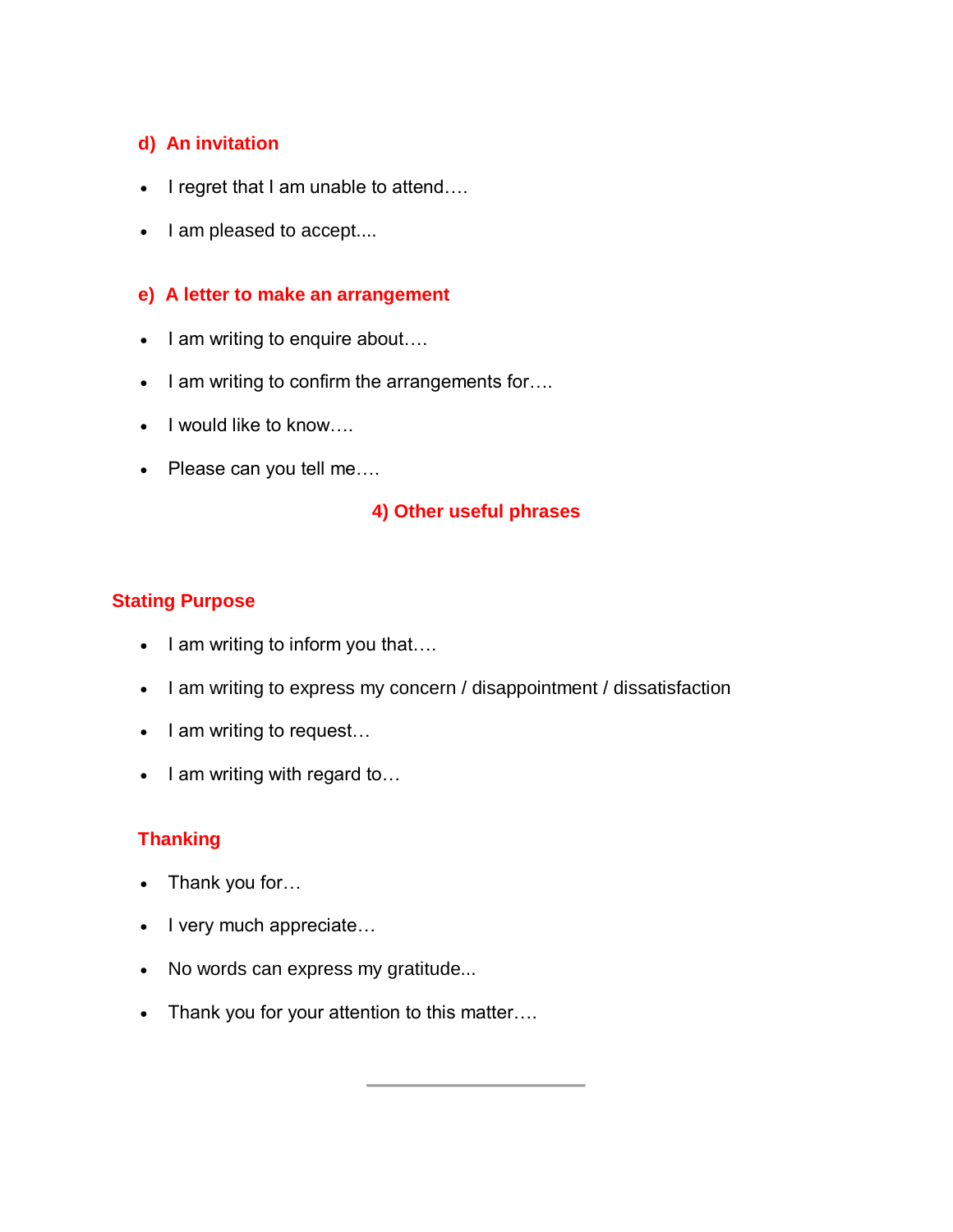### d) An invitation

- I regret that I am unable to attend….
- I am pleased to accept....

### e) A letter to make an arrangement

- I am writing to enquire about….
- I am writing to confirm the arrangements for….
- I would like to know….
- Please can you tell me….

## 4) Other useful phrases

### Stating Purpose

- I am writing to inform you that….
- I am writing to express my concern / disappointment / dissatisfaction
- I am writing to request…
- I am writing with regard to…

### Thanking

- Thank you for…
- I very much appreciate…
- No words can express my gratitude...
- Thank you for your attention to this matter….

---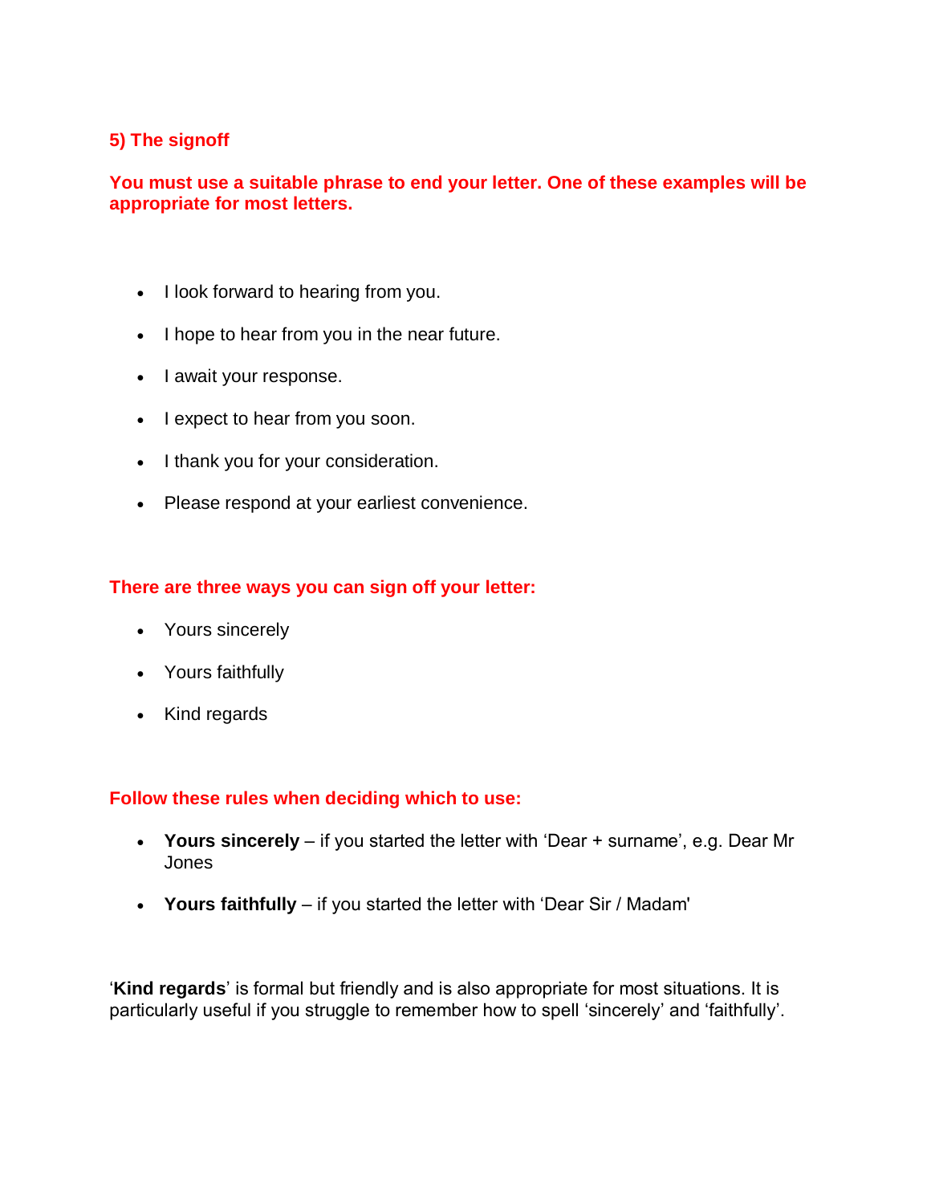## 5) The signoff

**You must use a suitable phrase to end your letter. One of these examples will be appropriate for most letters.**

- I look forward to hearing from you.
- I hope to hear from you in the near future.
- I await your response.
- I expect to hear from you soon.
- I thank you for your consideration.
- Please respond at your earliest convenience.

**There are three ways you can sign off your letter:**

- Yours sincerely
- Yours faithfully
- Kind regards

**Follow these rules when deciding which to use:**

- **Yours sincerely** – if you started the letter with 'Dear + surname', e.g. Dear Mr Jones
- **Yours faithfully** – if you started the letter with 'Dear Sir / Madam'

'**Kind regards**' is formal but friendly and is also appropriate for most situations. It is particularly useful if you struggle to remember how to spell 'sincerely' and 'faithfully'.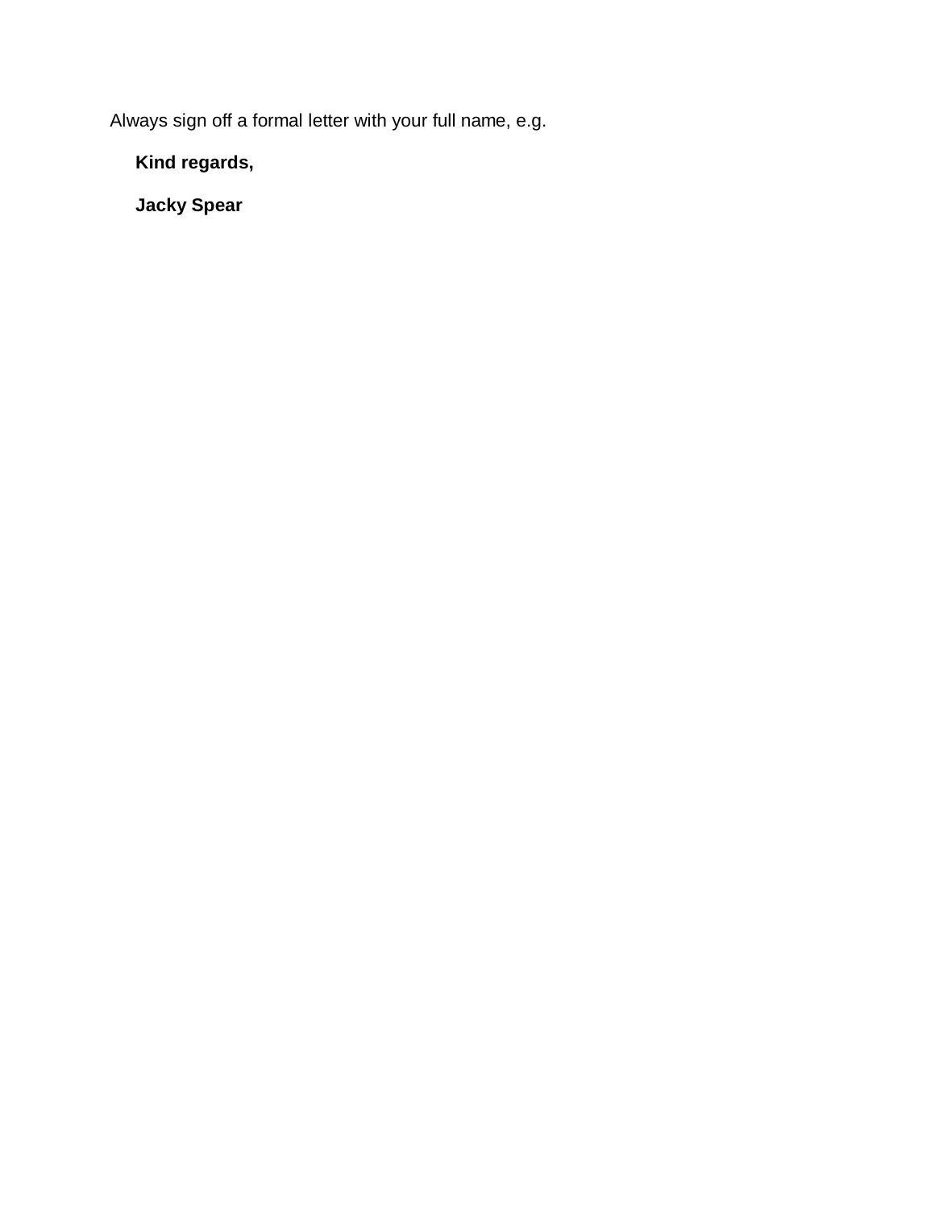Always sign off a formal letter with your full name, e.g.

**Kind regards,**

**Jacky Spear**